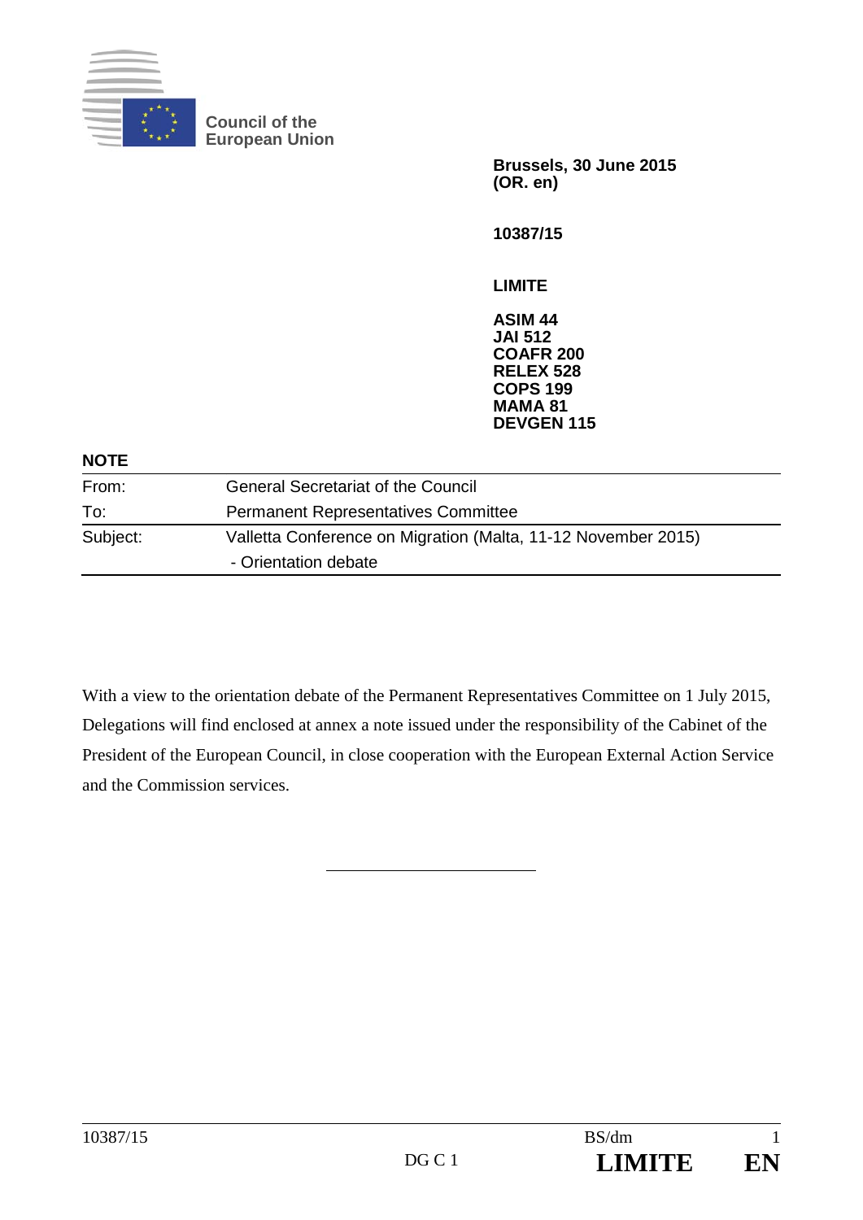Council of the European Union

**Brussels, 30 June 2015**
**(OR. en)**

**10387/15**

**LIMITE**

**ASIM 44**
**JAI 512**
**COAFR 200**
**RELEX 528**
**COPS 199**
**MAMA 81**
**DEVGEN 115**

**NOTE**

| | |
|---|---|
| From: | General Secretariat of the Council |
| To: | Permanent Representatives Committee |
| Subject: | Valletta Conference on Migration (Malta, 11-12 November 2015) - Orientation debate |

With a view to the orientation debate of the Permanent Representatives Committee on 1 July 2015, Delegations will find enclosed at annex a note issued under the responsibility of the Cabinet of the President of the European Council, in close cooperation with the European External Action Service and the Commission services.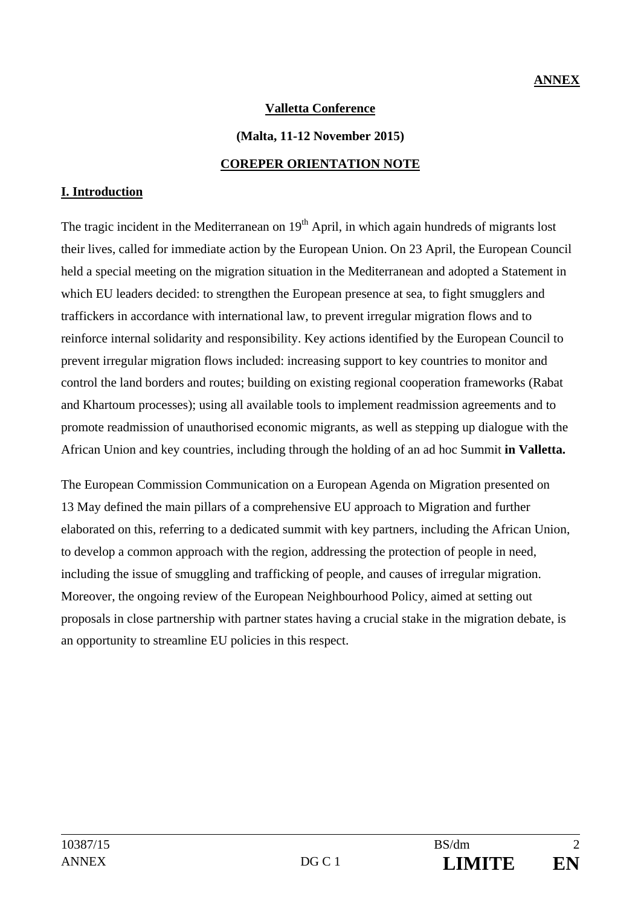**ANNEX**

**Valletta Conference**

**(Malta, 11-12 November 2015)**

**COREPER ORIENTATION NOTE**

## I. Introduction

The tragic incident in the Mediterranean on 19th April, in which again hundreds of migrants lost their lives, called for immediate action by the European Union. On 23 April, the European Council held a special meeting on the migration situation in the Mediterranean and adopted a Statement in which EU leaders decided: to strengthen the European presence at sea, to fight smugglers and traffickers in accordance with international law, to prevent irregular migration flows and to reinforce internal solidarity and responsibility. Key actions identified by the European Council to prevent irregular migration flows included: increasing support to key countries to monitor and control the land borders and routes; building on existing regional cooperation frameworks (Rabat and Khartoum processes); using all available tools to implement readmission agreements and to promote readmission of unauthorised economic migrants, as well as stepping up dialogue with the African Union and key countries, including through the holding of an ad hoc Summit **in Valletta.**

The European Commission Communication on a European Agenda on Migration presented on 13 May defined the main pillars of a comprehensive EU approach to Migration and further elaborated on this, referring to a dedicated summit with key partners, including the African Union, to develop a common approach with the region, addressing the protection of people in need, including the issue of smuggling and trafficking of people, and causes of irregular migration. Moreover, the ongoing review of the European Neighbourhood Policy, aimed at setting out proposals in close partnership with partner states having a crucial stake in the migration debate, is an opportunity to streamline EU policies in this respect.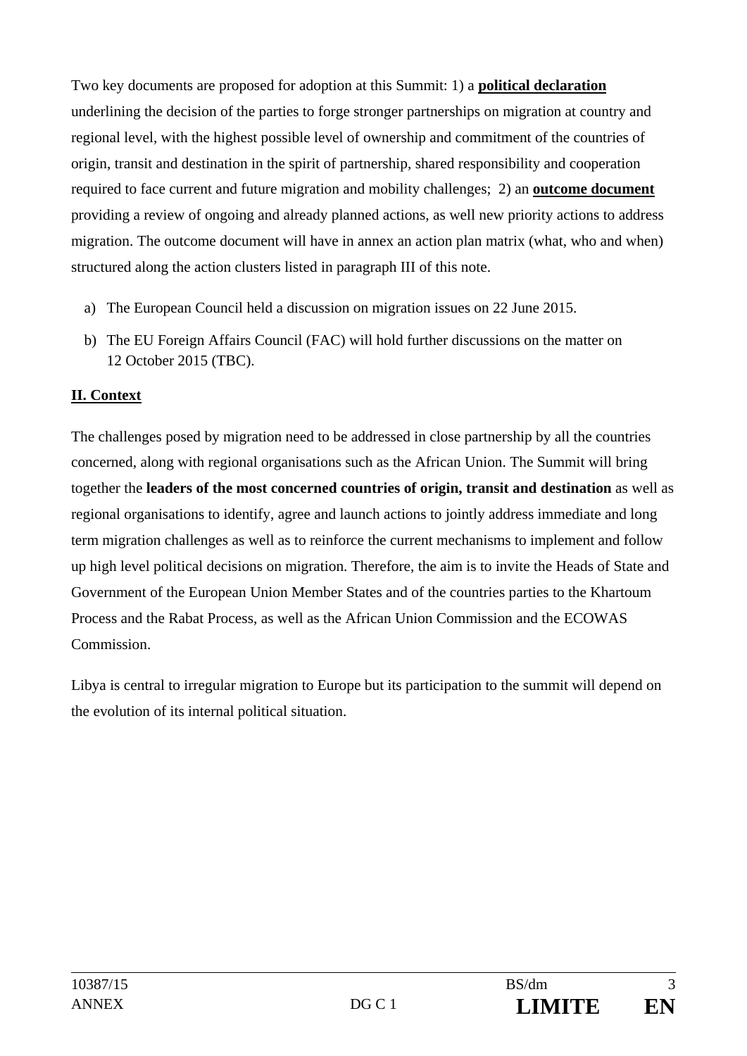Two key documents are proposed for adoption at this Summit: 1) a **political declaration** underlining the decision of the parties to forge stronger partnerships on migration at country and regional level, with the highest possible level of ownership and commitment of the countries of origin, transit and destination in the spirit of partnership, shared responsibility and cooperation required to face current and future migration and mobility challenges; 2) an **outcome document** providing a review of ongoing and already planned actions, as well new priority actions to address migration. The outcome document will have in annex an action plan matrix (what, who and when) structured along the action clusters listed in paragraph III of this note.

a) The European Council held a discussion on migration issues on 22 June 2015.

b) The EU Foreign Affairs Council (FAC) will hold further discussions on the matter on 12 October 2015 (TBC).

## II. Context

The challenges posed by migration need to be addressed in close partnership by all the countries concerned, along with regional organisations such as the African Union. The Summit will bring together the **leaders of the most concerned countries of origin, transit and destination** as well as regional organisations to identify, agree and launch actions to jointly address immediate and long term migration challenges as well as to reinforce the current mechanisms to implement and follow up high level political decisions on migration. Therefore, the aim is to invite the Heads of State and Government of the European Union Member States and of the countries parties to the Khartoum Process and the Rabat Process, as well as the African Union Commission and the ECOWAS Commission.

Libya is central to irregular migration to Europe but its participation to the summit will depend on the evolution of its internal political situation.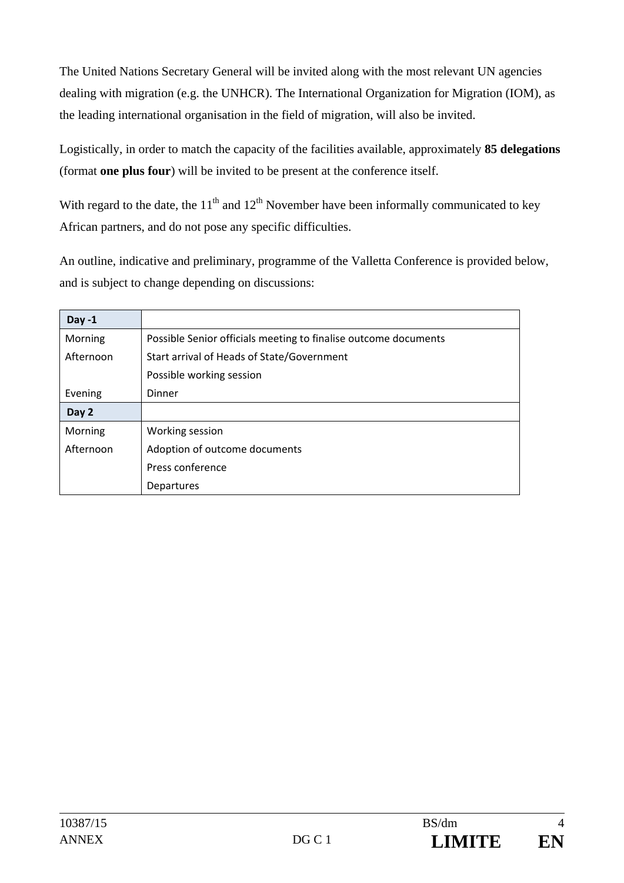The United Nations Secretary General will be invited along with the most relevant UN agencies dealing with migration (e.g. the UNHCR). The International Organization for Migration (IOM), as the leading international organisation in the field of migration, will also be invited.

Logistically, in order to match the capacity of the facilities available, approximately **85 delegations** (format **one plus four**) will be invited to be present at the conference itself.

With regard to the date, the 11th and 12th November have been informally communicated to key African partners, and do not pose any specific difficulties.

An outline, indicative and preliminary, programme of the Valletta Conference is provided below, and is subject to change depending on discussions:

| **Day -1** | |
|---|---|
| Morning | Possible Senior officials meeting to finalise outcome documents |
| Afternoon | Start arrival of Heads of State/Government |
| | Possible working session |
| Evening | Dinner |
| **Day 2** | |
| Morning | Working session |
| Afternoon | Adoption of outcome documents |
| | Press conference |
| | Departures |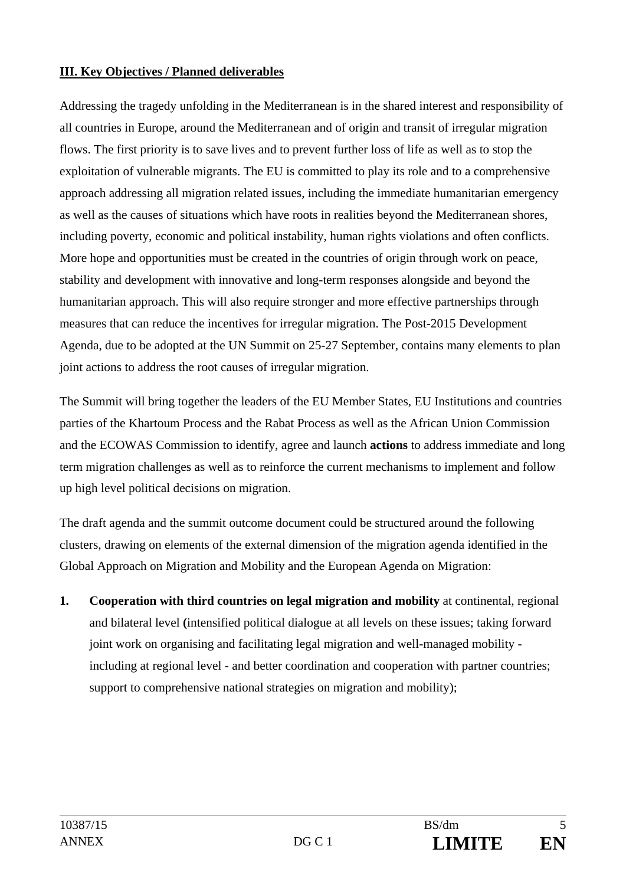**III. Key Objectives / Planned deliverables**

Addressing the tragedy unfolding in the Mediterranean is in the shared interest and responsibility of all countries in Europe, around the Mediterranean and of origin and transit of irregular migration flows. The first priority is to save lives and to prevent further loss of life as well as to stop the exploitation of vulnerable migrants. The EU is committed to play its role and to a comprehensive approach addressing all migration related issues, including the immediate humanitarian emergency as well as the causes of situations which have roots in realities beyond the Mediterranean shores, including poverty, economic and political instability, human rights violations and often conflicts. More hope and opportunities must be created in the countries of origin through work on peace, stability and development with innovative and long-term responses alongside and beyond the humanitarian approach. This will also require stronger and more effective partnerships through measures that can reduce the incentives for irregular migration. The Post-2015 Development Agenda, due to be adopted at the UN Summit on 25-27 September, contains many elements to plan joint actions to address the root causes of irregular migration.

The Summit will bring together the leaders of the EU Member States, EU Institutions and countries parties of the Khartoum Process and the Rabat Process as well as the African Union Commission and the ECOWAS Commission to identify, agree and launch **actions** to address immediate and long term migration challenges as well as to reinforce the current mechanisms to implement and follow up high level political decisions on migration.

The draft agenda and the summit outcome document could be structured around the following clusters, drawing on elements of the external dimension of the migration agenda identified in the Global Approach on Migration and Mobility and the European Agenda on Migration:

1. **Cooperation with third countries on legal migration and mobility** at continental, regional and bilateral level **(**intensified political dialogue at all levels on these issues; taking forward joint work on organising and facilitating legal migration and well-managed mobility - including at regional level - and better coordination and cooperation with partner countries; support to comprehensive national strategies on migration and mobility);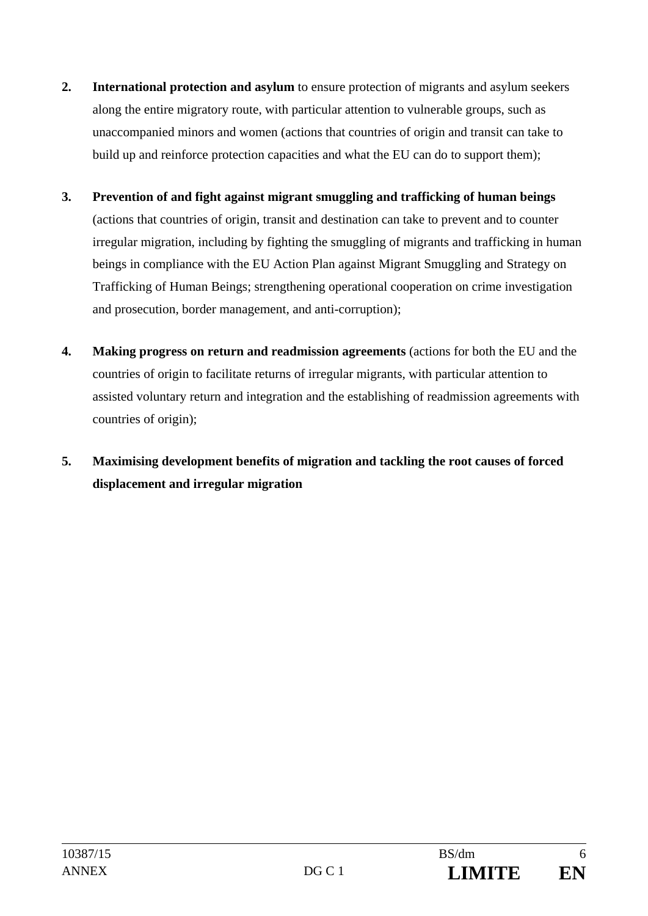2. **International protection and asylum** to ensure protection of migrants and asylum seekers along the entire migratory route, with particular attention to vulnerable groups, such as unaccompanied minors and women (actions that countries of origin and transit can take to build up and reinforce protection capacities and what the EU can do to support them);

3. **Prevention of and fight against migrant smuggling and trafficking of human beings** (actions that countries of origin, transit and destination can take to prevent and to counter irregular migration, including by fighting the smuggling of migrants and trafficking in human beings in compliance with the EU Action Plan against Migrant Smuggling and Strategy on Trafficking of Human Beings; strengthening operational cooperation on crime investigation and prosecution, border management, and anti-corruption);

4. **Making progress on return and readmission agreements** (actions for both the EU and the countries of origin to facilitate returns of irregular migrants, with particular attention to assisted voluntary return and integration and the establishing of readmission agreements with countries of origin);

5. **Maximising development benefits of migration and tackling the root causes of forced displacement and irregular migration**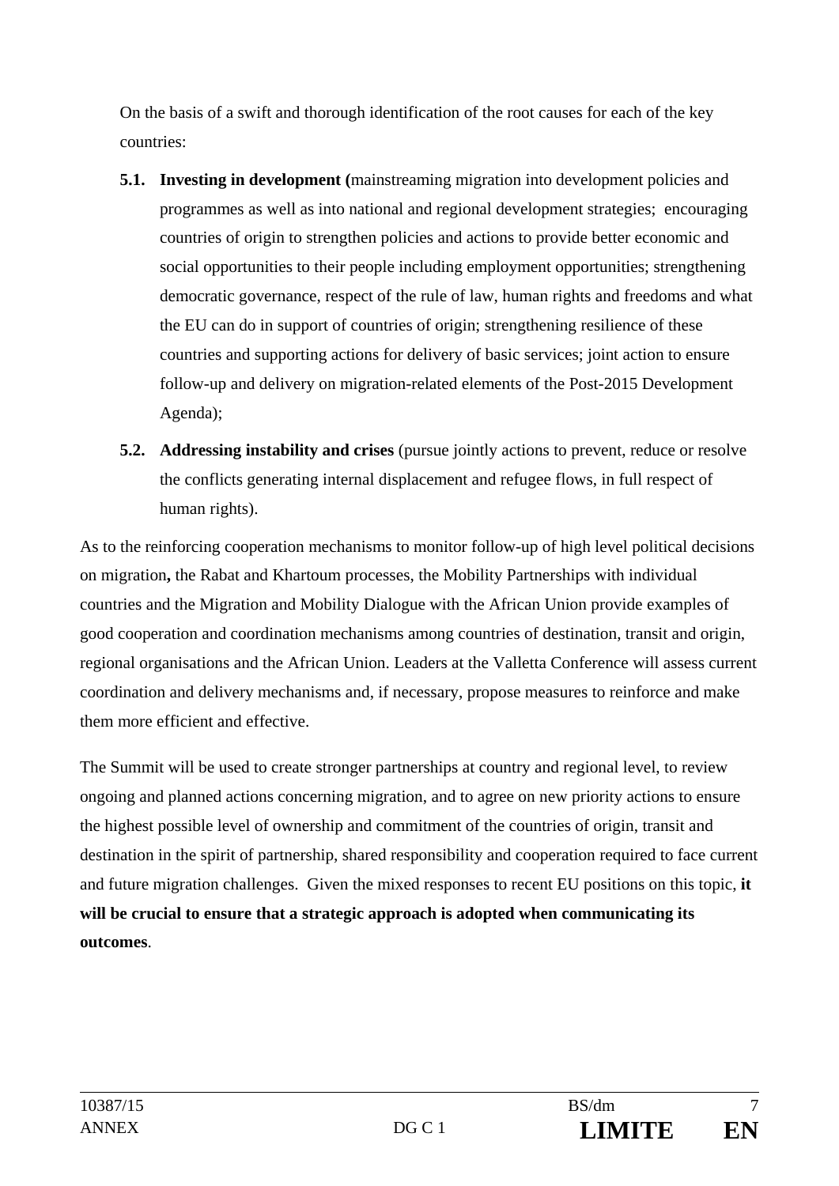On the basis of a swift and thorough identification of the root causes for each of the key countries:

- **5.1. Investing in development (**mainstreaming migration into development policies and programmes as well as into national and regional development strategies;  encouraging countries of origin to strengthen policies and actions to provide better economic and social opportunities to their people including employment opportunities; strengthening democratic governance, respect of the rule of law, human rights and freedoms and what the EU can do in support of countries of origin; strengthening resilience of these countries and supporting actions for delivery of basic services; joint action to ensure follow-up and delivery on migration-related elements of the Post-2015 Development Agenda);
- **5.2. Addressing instability and crises** (pursue jointly actions to prevent, reduce or resolve the conflicts generating internal displacement and refugee flows, in full respect of human rights).

As to the reinforcing cooperation mechanisms to monitor follow-up of high level political decisions on migration**,** the Rabat and Khartoum processes, the Mobility Partnerships with individual countries and the Migration and Mobility Dialogue with the African Union provide examples of good cooperation and coordination mechanisms among countries of destination, transit and origin, regional organisations and the African Union. Leaders at the Valletta Conference will assess current coordination and delivery mechanisms and, if necessary, propose measures to reinforce and make them more efficient and effective.

The Summit will be used to create stronger partnerships at country and regional level, to review ongoing and planned actions concerning migration, and to agree on new priority actions to ensure the highest possible level of ownership and commitment of the countries of origin, transit and destination in the spirit of partnership, shared responsibility and cooperation required to face current and future migration challenges.  Given the mixed responses to recent EU positions on this topic, **it will be crucial to ensure that a strategic approach is adopted when communicating its outcomes**.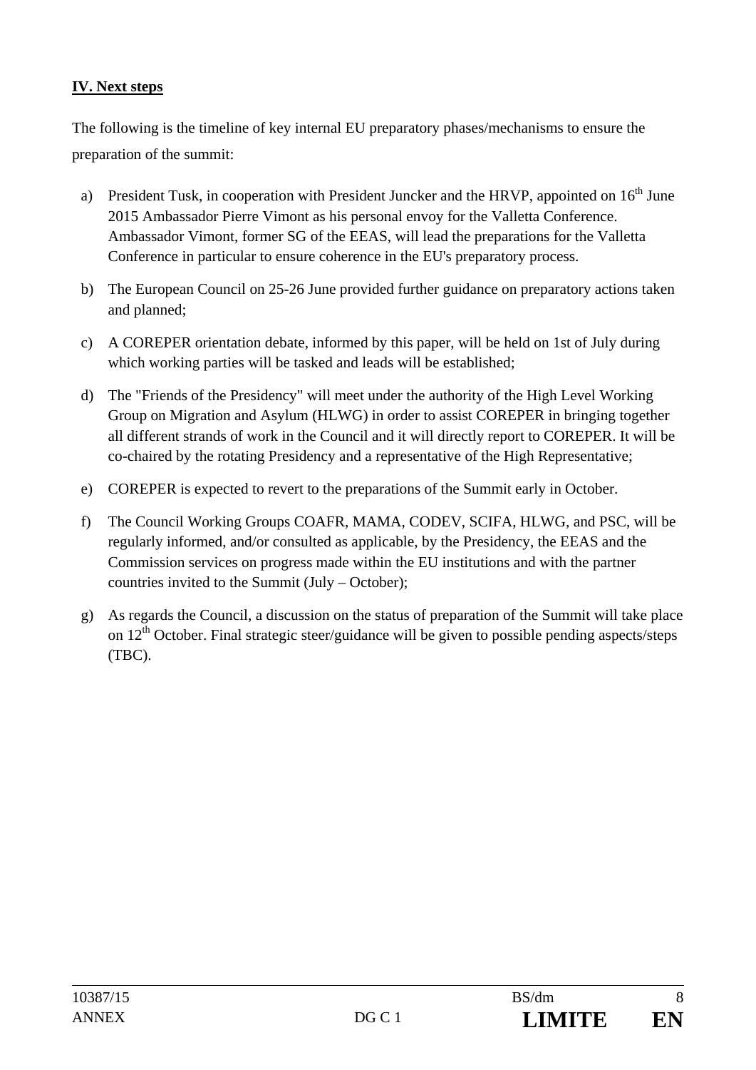**IV. Next steps**

The following is the timeline of key internal EU preparatory phases/mechanisms to ensure the preparation of the summit:

a) President Tusk, in cooperation with President Juncker and the HRVP, appointed on 16th June 2015 Ambassador Pierre Vimont as his personal envoy for the Valletta Conference. Ambassador Vimont, former SG of the EEAS, will lead the preparations for the Valletta Conference in particular to ensure coherence in the EU's preparatory process.

b) The European Council on 25-26 June provided further guidance on preparatory actions taken and planned;

c) A COREPER orientation debate, informed by this paper, will be held on 1st of July during which working parties will be tasked and leads will be established;

d) The "Friends of the Presidency" will meet under the authority of the High Level Working Group on Migration and Asylum (HLWG) in order to assist COREPER in bringing together all different strands of work in the Council and it will directly report to COREPER. It will be co-chaired by the rotating Presidency and a representative of the High Representative;

e) COREPER is expected to revert to the preparations of the Summit early in October.

f) The Council Working Groups COAFR, MAMA, CODEV, SCIFA, HLWG, and PSC, will be regularly informed, and/or consulted as applicable, by the Presidency, the EEAS and the Commission services on progress made within the EU institutions and with the partner countries invited to the Summit (July – October);

g) As regards the Council, a discussion on the status of preparation of the Summit will take place on 12th October. Final strategic steer/guidance will be given to possible pending aspects/steps (TBC).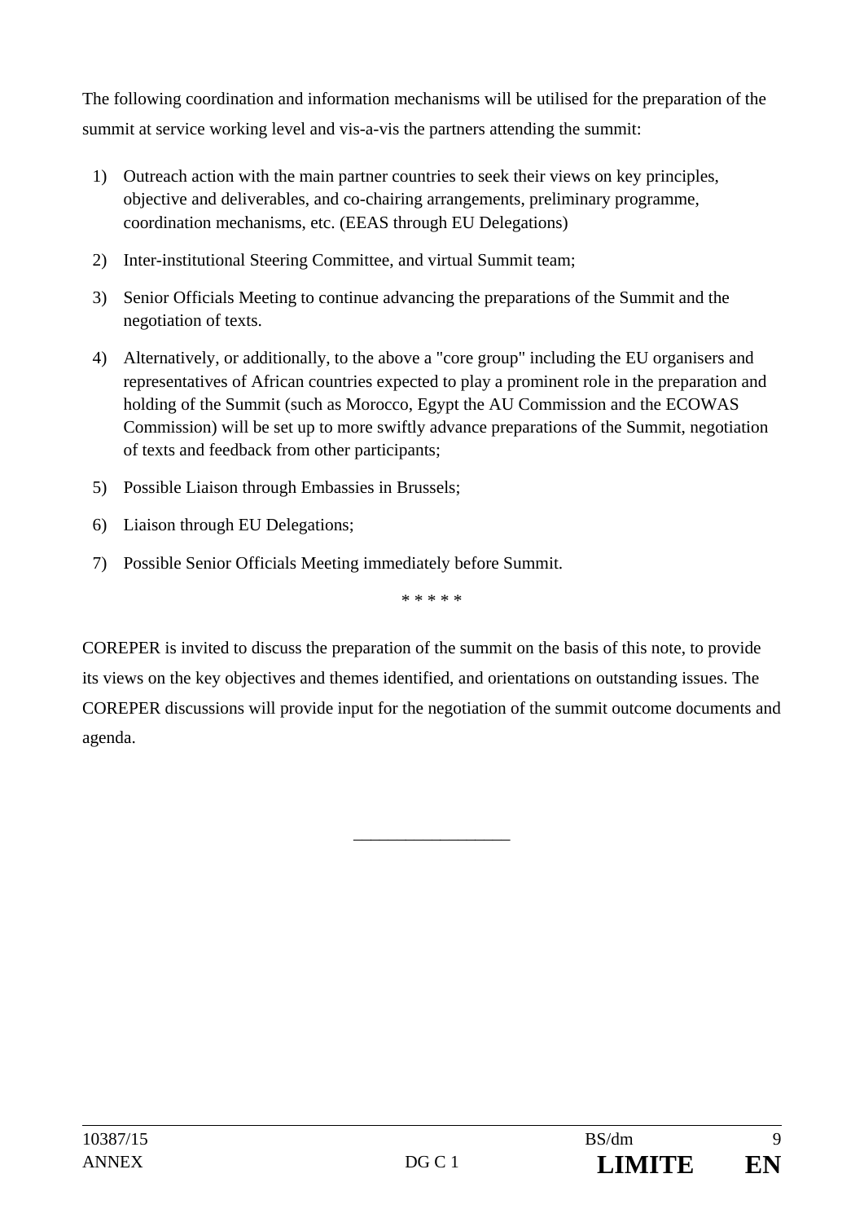The following coordination and information mechanisms will be utilised for the preparation of the summit at service working level and vis-a-vis the partners attending the summit:

1) Outreach action with the main partner countries to seek their views on key principles, objective and deliverables, and co-chairing arrangements, preliminary programme, coordination mechanisms, etc. (EEAS through EU Delegations)
2) Inter-institutional Steering Committee, and virtual Summit team;
3) Senior Officials Meeting to continue advancing the preparations of the Summit and the negotiation of texts.
4) Alternatively, or additionally, to the above a "core group" including the EU organisers and representatives of African countries expected to play a prominent role in the preparation and holding of the Summit (such as Morocco, Egypt the AU Commission and the ECOWAS Commission) will be set up to more swiftly advance preparations of the Summit, negotiation of texts and feedback from other participants;
5) Possible Liaison through Embassies in Brussels;
6) Liaison through EU Delegations;
7) Possible Senior Officials Meeting immediately before Summit.

\* \* \* \* \*

COREPER is invited to discuss the preparation of the summit on the basis of this note, to provide its views on the key objectives and themes identified, and orientations on outstanding issues. The COREPER discussions will provide input for the negotiation of the summit outcome documents and agenda.

\_\_\_\_\_\_\_\_\_\_\_\_\_\_\_\_\_\_\_\_